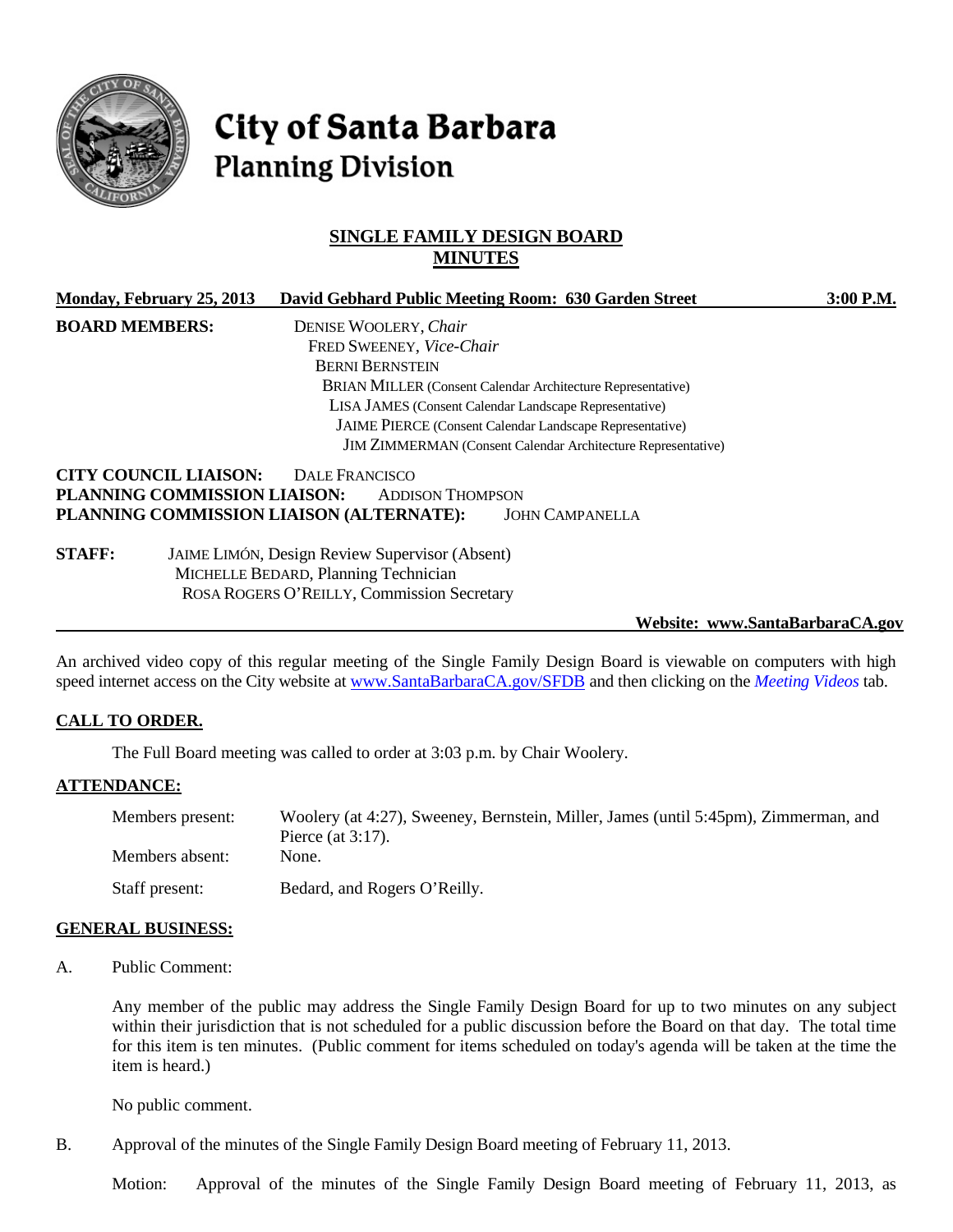# City of Santa Barbara
## Planning Division

## SINGLE FAMILY DESIGN BOARD MINUTES

**Monday, February 25, 2013  David Gebhard Public Meeting Room: 630 Garden Street  3:00 P.M.**

**BOARD MEMBERS:**
DENISE WOOLERY, *Chair*
FRED SWEENEY, *Vice-Chair*
BERNI BERNSTEIN
BRIAN MILLER (Consent Calendar Architecture Representative)
LISA JAMES (Consent Calendar Landscape Representative)
JAIME PIERCE (Consent Calendar Landscape Representative)
JIM ZIMMERMAN (Consent Calendar Architecture Representative)

**CITY COUNCIL LIAISON:** DALE FRANCISCO
**PLANNING COMMISSION LIAISON:** ADDISON THOMPSON
**PLANNING COMMISSION LIAISON (ALTERNATE):** JOHN CAMPANELLA

**STAFF:**
JAIME LIMÓN, Design Review Supervisor (Absent)
MICHELLE BEDARD, Planning Technician
ROSA ROGERS O'REILLY, Commission Secretary

**Website: www.SantaBarbaraCA.gov**

An archived video copy of this regular meeting of the Single Family Design Board is viewable on computers with high speed internet access on the City website at www.SantaBarbaraCA.gov/SFDB and then clicking on the *Meeting Videos* tab.

### CALL TO ORDER.

The Full Board meeting was called to order at 3:03 p.m. by Chair Woolery.

### ATTENDANCE:

Members present: Woolery (at 4:27), Sweeney, Bernstein, Miller, James (until 5:45pm), Zimmerman, and Pierce (at 3:17).
Members absent: None.
Staff present: Bedard, and Rogers O'Reilly.

### GENERAL BUSINESS:

A. Public Comment:

Any member of the public may address the Single Family Design Board for up to two minutes on any subject within their jurisdiction that is not scheduled for a public discussion before the Board on that day. The total time for this item is ten minutes. (Public comment for items scheduled on today's agenda will be taken at the time the item is heard.)

No public comment.

B. Approval of the minutes of the Single Family Design Board meeting of February 11, 2013.

Motion: Approval of the minutes of the Single Family Design Board meeting of February 11, 2013, as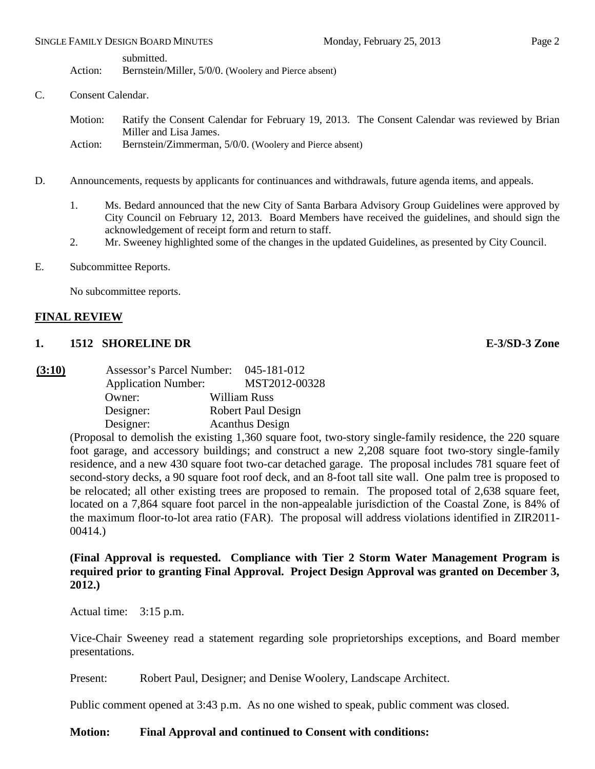submitted.

Action: Bernstein/Miller, 5/0/0. (Woolery and Pierce absent)

C. Consent Calendar.

Motion: Ratify the Consent Calendar for February 19, 2013. The Consent Calendar was reviewed by Brian Miller and Lisa James.

Action: Bernstein/Zimmerman, 5/0/0. (Woolery and Pierce absent)

D. Announcements, requests by applicants for continuances and withdrawals, future agenda items, and appeals.

1. Ms. Bedard announced that the new City of Santa Barbara Advisory Group Guidelines were approved by City Council on February 12, 2013. Board Members have received the guidelines, and should sign the acknowledgement of receipt form and return to staff.
2. Mr. Sweeney highlighted some of the changes in the updated Guidelines, as presented by City Council.

E. Subcommittee Reports.

No subcommittee reports.

## FINAL REVIEW

**1. 1512 SHORELINE DR E-3/SD-3 Zone**

**(3:10)**

Assessor's Parcel Number: 045-181-012
Application Number: MST2012-00328
Owner: William Russ
Designer: Robert Paul Design
Designer: Acanthus Design

(Proposal to demolish the existing 1,360 square foot, two-story single-family residence, the 220 square foot garage, and accessory buildings; and construct a new 2,208 square foot two-story single-family residence, and a new 430 square foot two-car detached garage. The proposal includes 781 square feet of second-story decks, a 90 square foot roof deck, and an 8-foot tall site wall. One palm tree is proposed to be relocated; all other existing trees are proposed to remain. The proposed total of 2,638 square feet, located on a 7,864 square foot parcel in the non-appealable jurisdiction of the Coastal Zone, is 84% of the maximum floor-to-lot area ratio (FAR). The proposal will address violations identified in ZIR2011-00414.)

**(Final Approval is requested. Compliance with Tier 2 Storm Water Management Program is required prior to granting Final Approval. Project Design Approval was granted on December 3, 2012.)**

Actual time: 3:15 p.m.

Vice-Chair Sweeney read a statement regarding sole proprietorships exceptions, and Board member presentations.

Present: Robert Paul, Designer; and Denise Woolery, Landscape Architect.

Public comment opened at 3:43 p.m. As no one wished to speak, public comment was closed.

**Motion: Final Approval and continued to Consent with conditions:**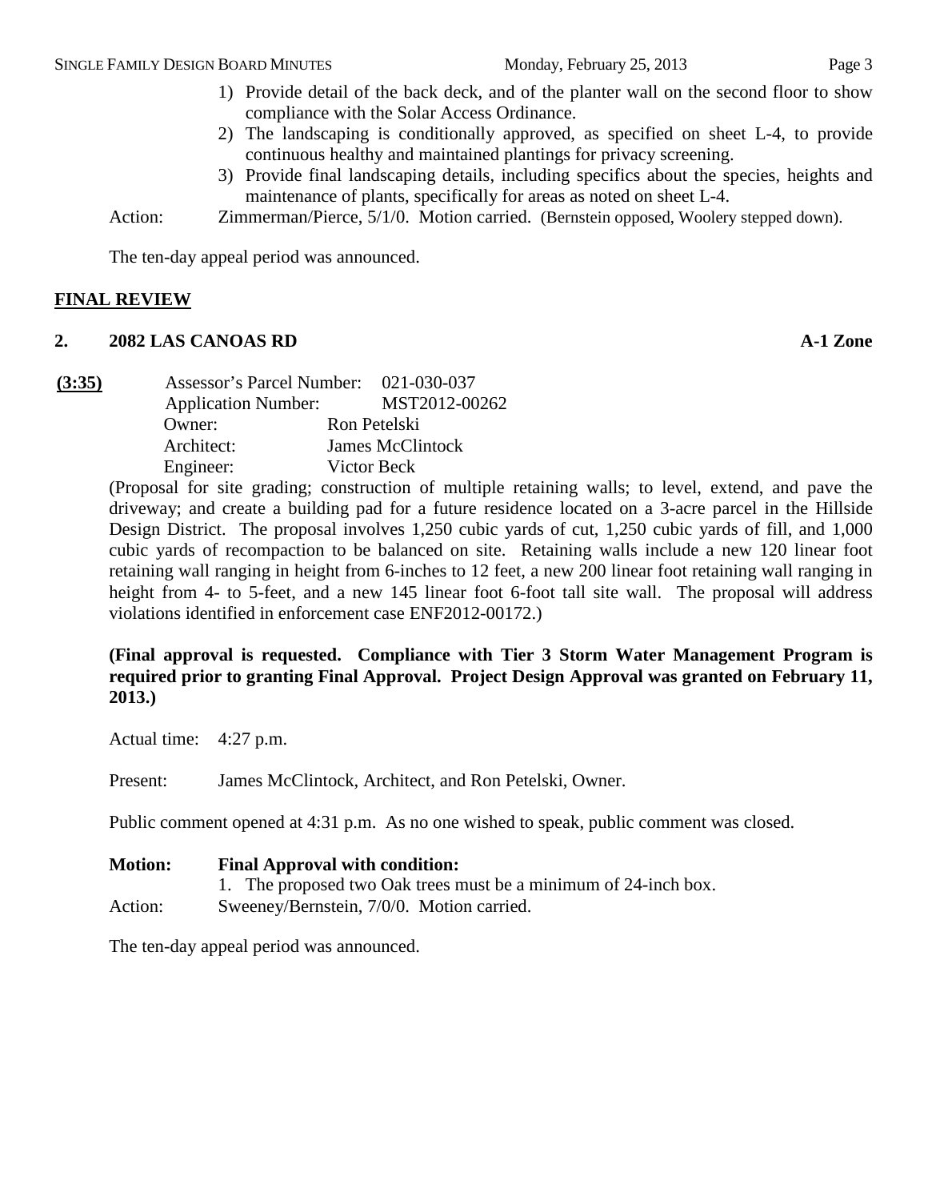1) Provide detail of the back deck, and of the planter wall on the second floor to show compliance with the Solar Access Ordinance.
2) The landscaping is conditionally approved, as specified on sheet L-4, to provide continuous healthy and maintained plantings for privacy screening.
3) Provide final landscaping details, including specifics about the species, heights and maintenance of plants, specifically for areas as noted on sheet L-4.

Action: Zimmerman/Pierce, 5/1/0. Motion carried. (Bernstein opposed, Woolery stepped down).

The ten-day appeal period was announced.

## FINAL REVIEW

### 2. 2082 LAS CANOAS RD — A-1 Zone

**(3:35)**

Assessor's Parcel Number: 021-030-037
Application Number: MST2012-00262
Owner: Ron Petelski
Architect: James McClintock
Engineer: Victor Beck

(Proposal for site grading; construction of multiple retaining walls; to level, extend, and pave the driveway; and create a building pad for a future residence located on a 3-acre parcel in the Hillside Design District. The proposal involves 1,250 cubic yards of cut, 1,250 cubic yards of fill, and 1,000 cubic yards of recompaction to be balanced on site. Retaining walls include a new 120 linear foot retaining wall ranging in height from 6-inches to 12 feet, a new 200 linear foot retaining wall ranging in height from 4- to 5-feet, and a new 145 linear foot 6-foot tall site wall. The proposal will address violations identified in enforcement case ENF2012-00172.)

**(Final approval is requested. Compliance with Tier 3 Storm Water Management Program is required prior to granting Final Approval. Project Design Approval was granted on February 11, 2013.)**

Actual time: 4:27 p.m.

Present: James McClintock, Architect, and Ron Petelski, Owner.

Public comment opened at 4:31 p.m. As no one wished to speak, public comment was closed.

**Motion: Final Approval with condition:**
1. The proposed two Oak trees must be a minimum of 24-inch box.

Action: Sweeney/Bernstein, 7/0/0. Motion carried.

The ten-day appeal period was announced.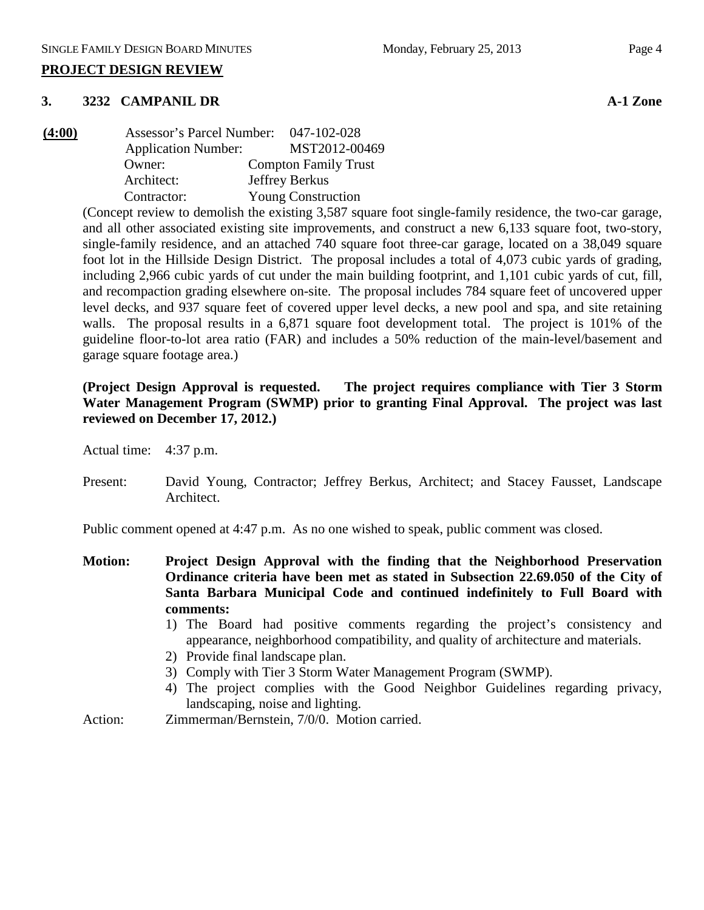## PROJECT DESIGN REVIEW

### 3. 3232 CAMPANIL DR — A-1 Zone

**(4:00)**

Assessor's Parcel Number: 047-102-028
Application Number: MST2012-00469
Owner: Compton Family Trust
Architect: Jeffrey Berkus
Contractor: Young Construction

(Concept review to demolish the existing 3,587 square foot single-family residence, the two-car garage, and all other associated existing site improvements, and construct a new 6,133 square foot, two-story, single-family residence, and an attached 740 square foot three-car garage, located on a 38,049 square foot lot in the Hillside Design District. The proposal includes a total of 4,073 cubic yards of grading, including 2,966 cubic yards of cut under the main building footprint, and 1,101 cubic yards of cut, fill, and recompaction grading elsewhere on-site. The proposal includes 784 square feet of uncovered upper level decks, and 937 square feet of covered upper level decks, a new pool and spa, and site retaining walls. The proposal results in a 6,871 square foot development total. The project is 101% of the guideline floor-to-lot area ratio (FAR) and includes a 50% reduction of the main-level/basement and garage square footage area.)

**(Project Design Approval is requested. The project requires compliance with Tier 3 Storm Water Management Program (SWMP) prior to granting Final Approval. The project was last reviewed on December 17, 2012.)**

Actual time: 4:37 p.m.

Present: David Young, Contractor; Jeffrey Berkus, Architect; and Stacey Fausset, Landscape Architect.

Public comment opened at 4:47 p.m. As no one wished to speak, public comment was closed.

**Motion: Project Design Approval with the finding that the Neighborhood Preservation Ordinance criteria have been met as stated in Subsection 22.69.050 of the City of Santa Barbara Municipal Code and continued indefinitely to Full Board with comments:**

1) The Board had positive comments regarding the project's consistency and appearance, neighborhood compatibility, and quality of architecture and materials.
2) Provide final landscape plan.
3) Comply with Tier 3 Storm Water Management Program (SWMP).
4) The project complies with the Good Neighbor Guidelines regarding privacy, landscaping, noise and lighting.

Action: Zimmerman/Bernstein, 7/0/0. Motion carried.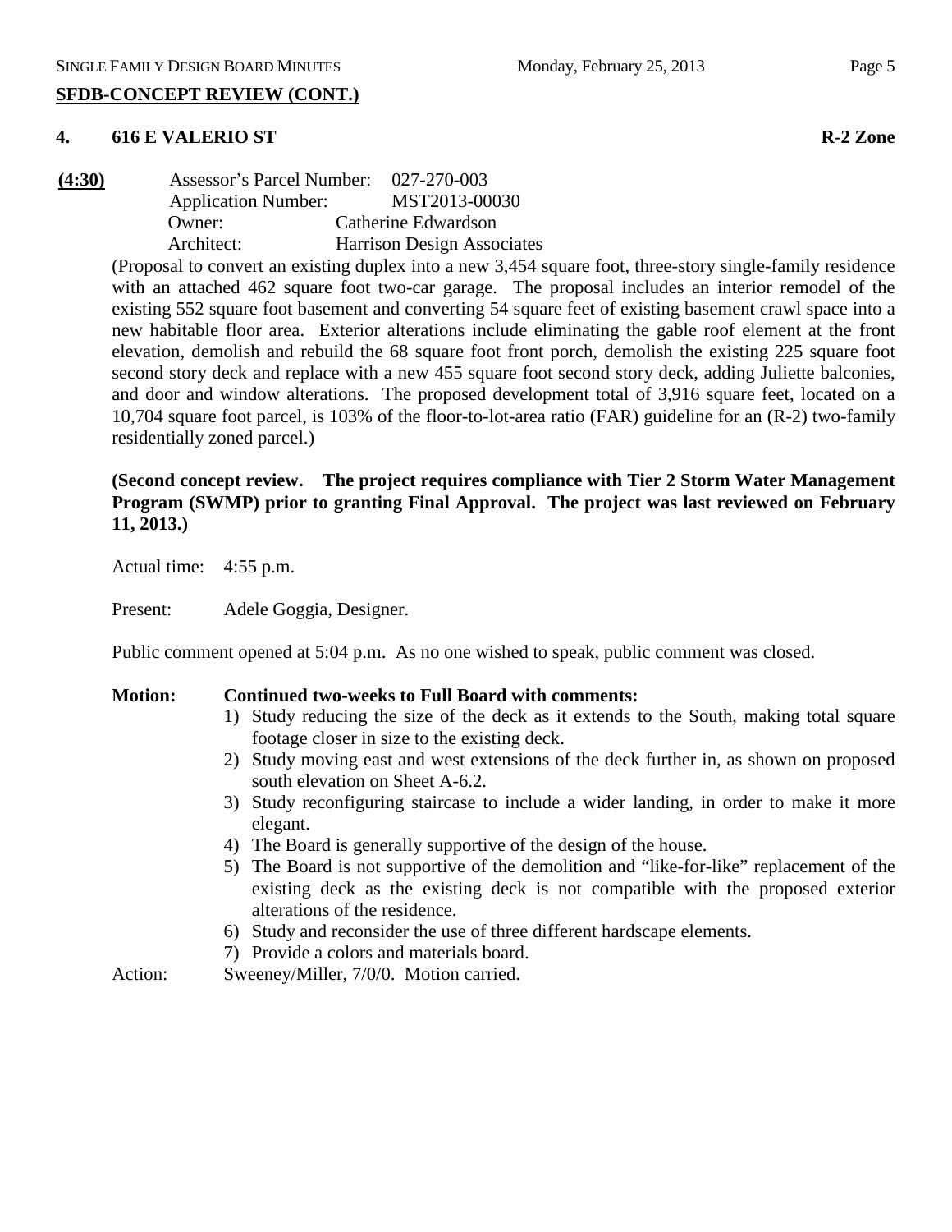## SFDB-CONCEPT REVIEW (CONT.)

### 4. 616 E VALERIO ST R-2 Zone

**(4:30)** Assessor's Parcel Number: 027-270-003
Application Number: MST2013-00030
Owner: Catherine Edwardson
Architect: Harrison Design Associates

(Proposal to convert an existing duplex into a new 3,454 square foot, three-story single-family residence with an attached 462 square foot two-car garage. The proposal includes an interior remodel of the existing 552 square foot basement and converting 54 square feet of existing basement crawl space into a new habitable floor area. Exterior alterations include eliminating the gable roof element at the front elevation, demolish and rebuild the 68 square foot front porch, demolish the existing 225 square foot second story deck and replace with a new 455 square foot second story deck, adding Juliette balconies, and door and window alterations. The proposed development total of 3,916 square feet, located on a 10,704 square foot parcel, is 103% of the floor-to-lot-area ratio (FAR) guideline for an (R-2) two-family residentially zoned parcel.)

**(Second concept review. The project requires compliance with Tier 2 Storm Water Management Program (SWMP) prior to granting Final Approval. The project was last reviewed on February 11, 2013.)**

Actual time: 4:55 p.m.

Present: Adele Goggia, Designer.

Public comment opened at 5:04 p.m. As no one wished to speak, public comment was closed.

**Motion: Continued two-weeks to Full Board with comments:**

1) Study reducing the size of the deck as it extends to the South, making total square footage closer in size to the existing deck.
2) Study moving east and west extensions of the deck further in, as shown on proposed south elevation on Sheet A-6.2.
3) Study reconfiguring staircase to include a wider landing, in order to make it more elegant.
4) The Board is generally supportive of the design of the house.
5) The Board is not supportive of the demolition and "like-for-like" replacement of the existing deck as the existing deck is not compatible with the proposed exterior alterations of the residence.
6) Study and reconsider the use of three different hardscape elements.
7) Provide a colors and materials board.

Action: Sweeney/Miller, 7/0/0. Motion carried.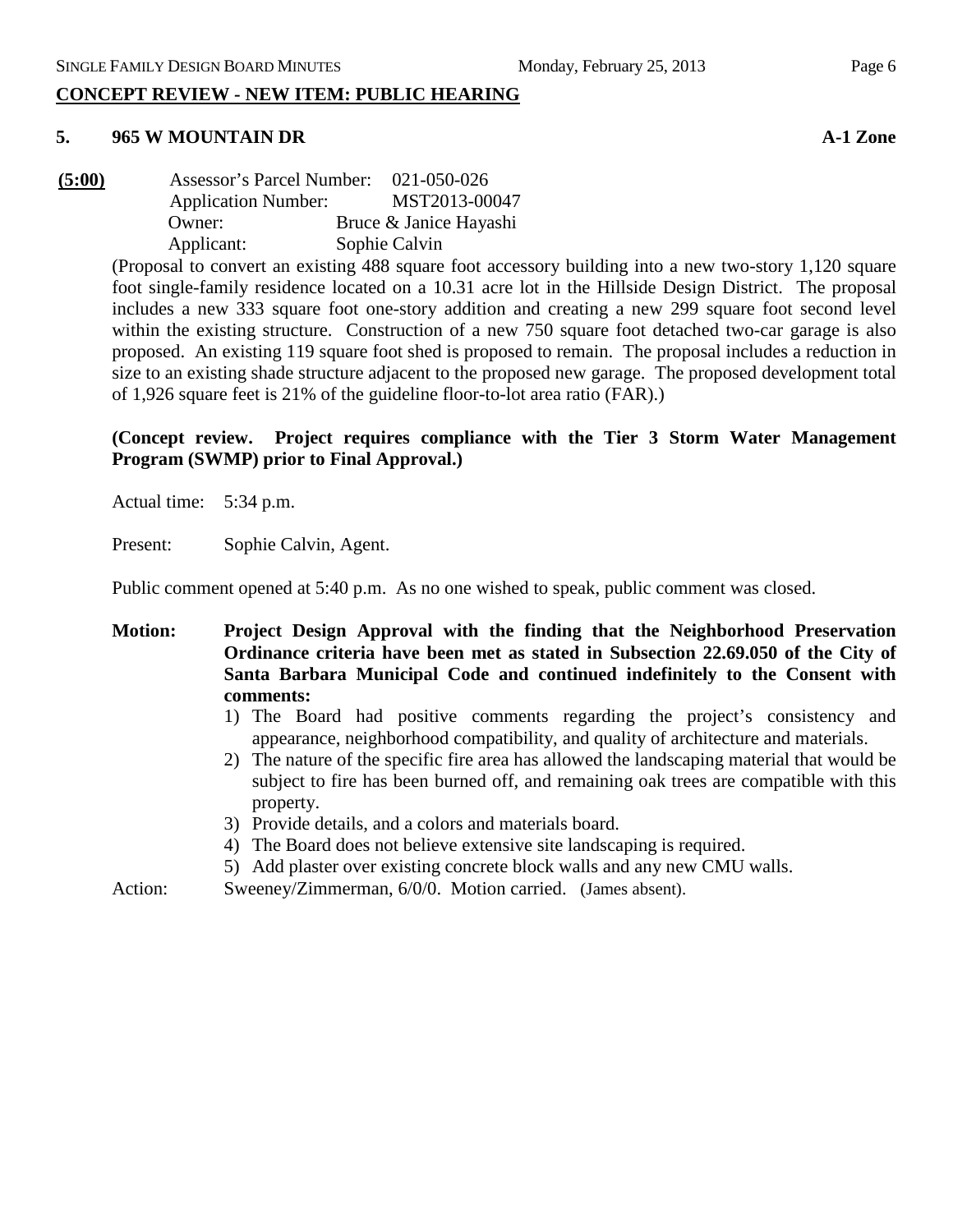## CONCEPT REVIEW - NEW ITEM: PUBLIC HEARING

### 5. 965 W MOUNTAIN DR — A-1 Zone

**(5:00)** Assessor's Parcel Number: 021-050-026
Application Number: MST2013-00047
Owner: Bruce & Janice Hayashi
Applicant: Sophie Calvin

(Proposal to convert an existing 488 square foot accessory building into a new two-story 1,120 square foot single-family residence located on a 10.31 acre lot in the Hillside Design District. The proposal includes a new 333 square foot one-story addition and creating a new 299 square foot second level within the existing structure. Construction of a new 750 square foot detached two-car garage is also proposed. An existing 119 square foot shed is proposed to remain. The proposal includes a reduction in size to an existing shade structure adjacent to the proposed new garage. The proposed development total of 1,926 square feet is 21% of the guideline floor-to-lot area ratio (FAR).)

**(Concept review. Project requires compliance with the Tier 3 Storm Water Management Program (SWMP) prior to Final Approval.)**

Actual time: 5:34 p.m.

Present: Sophie Calvin, Agent.

Public comment opened at 5:40 p.m. As no one wished to speak, public comment was closed.

**Motion: Project Design Approval with the finding that the Neighborhood Preservation Ordinance criteria have been met as stated in Subsection 22.69.050 of the City of Santa Barbara Municipal Code and continued indefinitely to the Consent with comments:**

1) The Board had positive comments regarding the project's consistency and appearance, neighborhood compatibility, and quality of architecture and materials.
2) The nature of the specific fire area has allowed the landscaping material that would be subject to fire has been burned off, and remaining oak trees are compatible with this property.
3) Provide details, and a colors and materials board.
4) The Board does not believe extensive site landscaping is required.
5) Add plaster over existing concrete block walls and any new CMU walls.

Action: Sweeney/Zimmerman, 6/0/0. Motion carried. (James absent).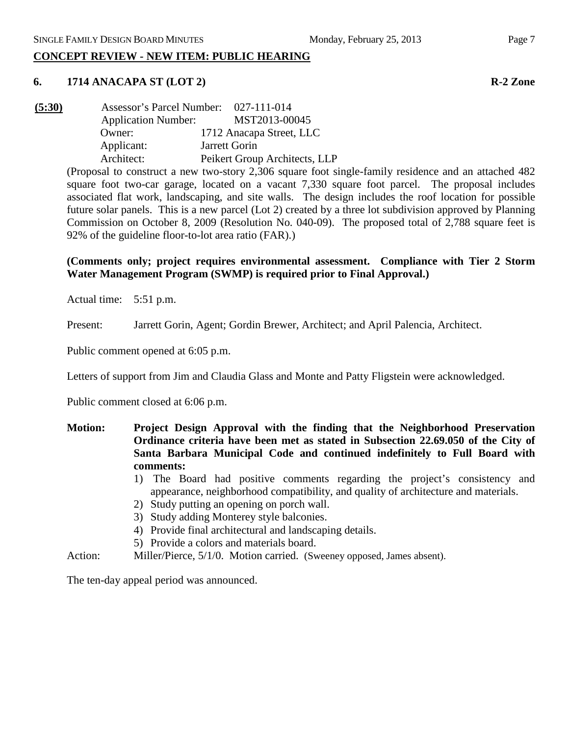## CONCEPT REVIEW - NEW ITEM: PUBLIC HEARING

### 6. 1714 ANACAPA ST (LOT 2) R-2 Zone

**(5:30)** Assessor's Parcel Number: 027-111-014
Application Number: MST2013-00045
Owner: 1712 Anacapa Street, LLC
Applicant: Jarrett Gorin
Architect: Peikert Group Architects, LLP

(Proposal to construct a new two-story 2,306 square foot single-family residence and an attached 482 square foot two-car garage, located on a vacant 7,330 square foot parcel. The proposal includes associated flat work, landscaping, and site walls. The design includes the roof location for possible future solar panels. This is a new parcel (Lot 2) created by a three lot subdivision approved by Planning Commission on October 8, 2009 (Resolution No. 040-09). The proposed total of 2,788 square feet is 92% of the guideline floor-to-lot area ratio (FAR).)

**(Comments only; project requires environmental assessment. Compliance with Tier 2 Storm Water Management Program (SWMP) is required prior to Final Approval.)**

Actual time: 5:51 p.m.

Present: Jarrett Gorin, Agent; Gordin Brewer, Architect; and April Palencia, Architect.

Public comment opened at 6:05 p.m.

Letters of support from Jim and Claudia Glass and Monte and Patty Fligstein were acknowledged.

Public comment closed at 6:06 p.m.

**Motion: Project Design Approval with the finding that the Neighborhood Preservation Ordinance criteria have been met as stated in Subsection 22.69.050 of the City of Santa Barbara Municipal Code and continued indefinitely to Full Board with comments:**

1) The Board had positive comments regarding the project's consistency and appearance, neighborhood compatibility, and quality of architecture and materials.
2) Study putting an opening on porch wall.
3) Study adding Monterey style balconies.
4) Provide final architectural and landscaping details.
5) Provide a colors and materials board.

Action: Miller/Pierce, 5/1/0. Motion carried. (Sweeney opposed, James absent).

The ten-day appeal period was announced.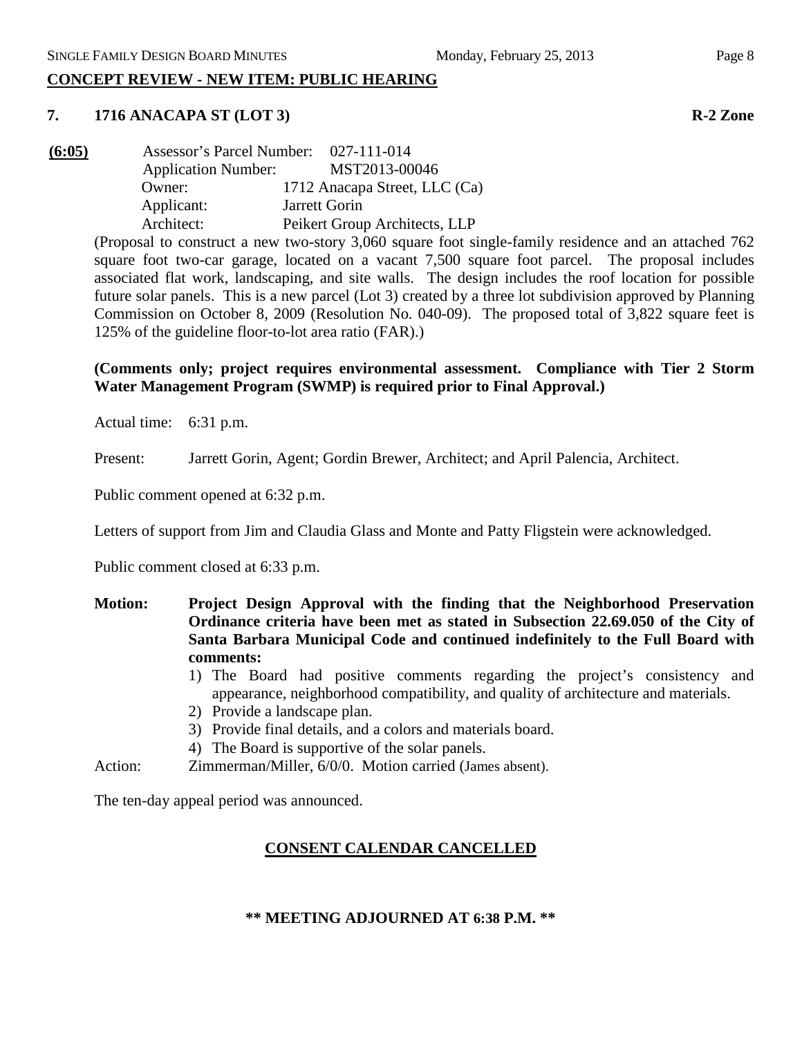## CONCEPT REVIEW - NEW ITEM: PUBLIC HEARING

### 7. 1716 ANACAPA ST (LOT 3) — R-2 Zone

**(6:05)**

Assessor's Parcel Number: 027-111-014
Application Number: MST2013-00046
Owner: 1712 Anacapa Street, LLC (Ca)
Applicant: Jarrett Gorin
Architect: Peikert Group Architects, LLP

(Proposal to construct a new two-story 3,060 square foot single-family residence and an attached 762 square foot two-car garage, located on a vacant 7,500 square foot parcel. The proposal includes associated flat work, landscaping, and site walls. The design includes the roof location for possible future solar panels. This is a new parcel (Lot 3) created by a three lot subdivision approved by Planning Commission on October 8, 2009 (Resolution No. 040-09). The proposed total of 3,822 square feet is 125% of the guideline floor-to-lot area ratio (FAR).)

**(Comments only; project requires environmental assessment. Compliance with Tier 2 Storm Water Management Program (SWMP) is required prior to Final Approval.)**

Actual time: 6:31 p.m.

Present: Jarrett Gorin, Agent; Gordin Brewer, Architect; and April Palencia, Architect.

Public comment opened at 6:32 p.m.

Letters of support from Jim and Claudia Glass and Monte and Patty Fligstein were acknowledged.

Public comment closed at 6:33 p.m.

**Motion: Project Design Approval with the finding that the Neighborhood Preservation Ordinance criteria have been met as stated in Subsection 22.69.050 of the City of Santa Barbara Municipal Code and continued indefinitely to the Full Board with comments:**

1) The Board had positive comments regarding the project's consistency and appearance, neighborhood compatibility, and quality of architecture and materials.
2) Provide a landscape plan.
3) Provide final details, and a colors and materials board.
4) The Board is supportive of the solar panels.

Action: Zimmerman/Miller, 6/0/0. Motion carried (James absent).

The ten-day appeal period was announced.

## CONSENT CALENDAR CANCELLED

**\*\* MEETING ADJOURNED AT 6:38 P.M. \*\***